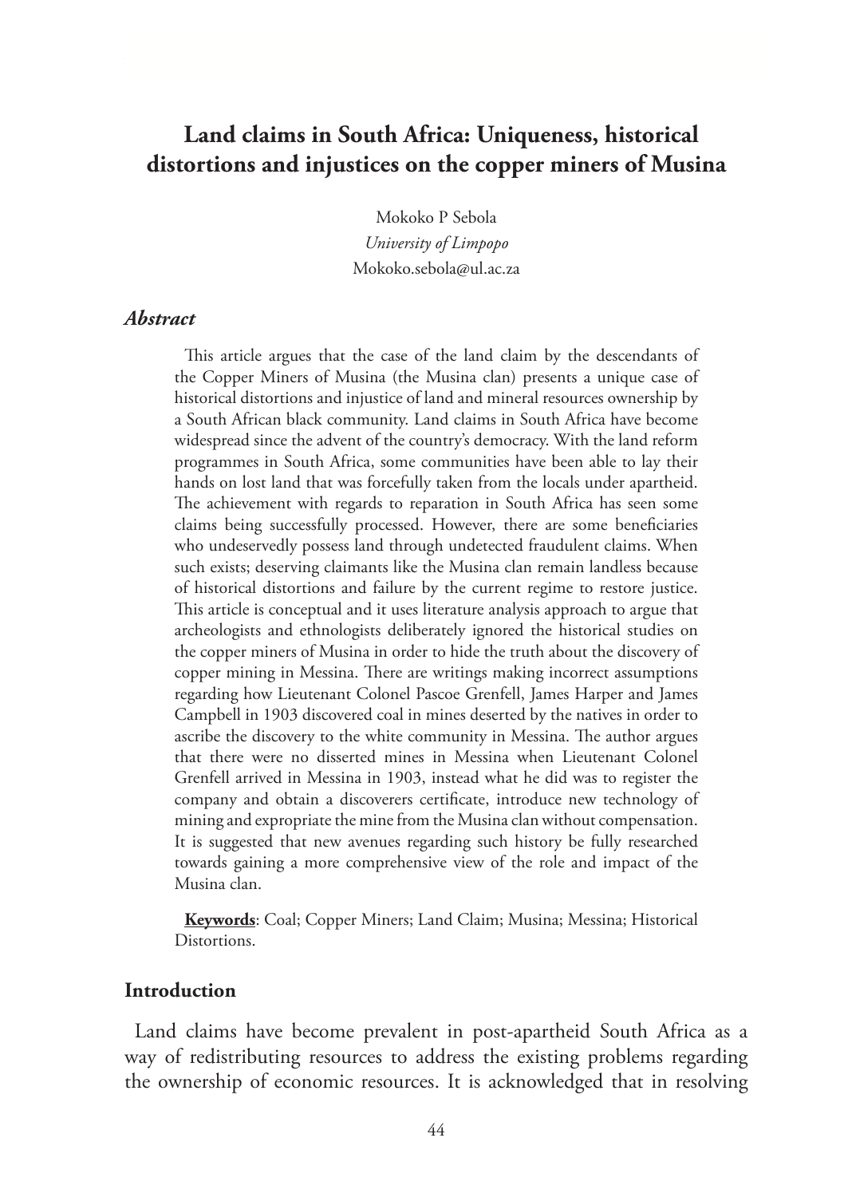# Land claims in South Africa: Uniqueness, historical distortions and injustices on the copper miners of Musina

Mokoko P Sebola

*University of Limpopo*

Mokoko.sebola@ul.ac.za

### *Abstract*

This article argues that the case of the land claim by the descendants of the Copper Miners of Musina (the Musina clan) presents a unique case of historical distortions and injustice of land and mineral resources ownership by a South African black community. Land claims in South Africa have become widespread since the advent of the country's democracy. With the land reform programmes in South Africa, some communities have been able to lay their hands on lost land that was forcefully taken from the locals under apartheid. The achievement with regards to reparation in South Africa has seen some claims being successfully processed. However, there are some beneficiaries who undeservedly possess land through undetected fraudulent claims. When such exists; deserving claimants like the Musina clan remain landless because of historical distortions and failure by the current regime to restore justice. This article is conceptual and it uses literature analysis approach to argue that archeologists and ethnologists deliberately ignored the historical studies on the copper miners of Musina in order to hide the truth about the discovery of copper mining in Messina. There are writings making incorrect assumptions regarding how Lieutenant Colonel Pascoe Grenfell, James Harper and James Campbell in 1903 discovered coal in mines deserted by the natives in order to ascribe the discovery to the white community in Messina. The author argues that there were no disserted mines in Messina when Lieutenant Colonel Grenfell arrived in Messina in 1903, instead what he did was to register the company and obtain a discoverers certificate, introduce new technology of mining and expropriate the mine from the Musina clan without compensation. It is suggested that new avenues regarding such history be fully researched towards gaining a more comprehensive view of the role and impact of the Musina clan.

**Keywords**: Coal; Copper Miners; Land Claim; Musina; Messina; Historical Distortions.

## Introduction

Land claims have become prevalent in post-apartheid South Africa as a way of redistributing resources to address the existing problems regarding the ownership of economic resources. It is acknowledged that in resolving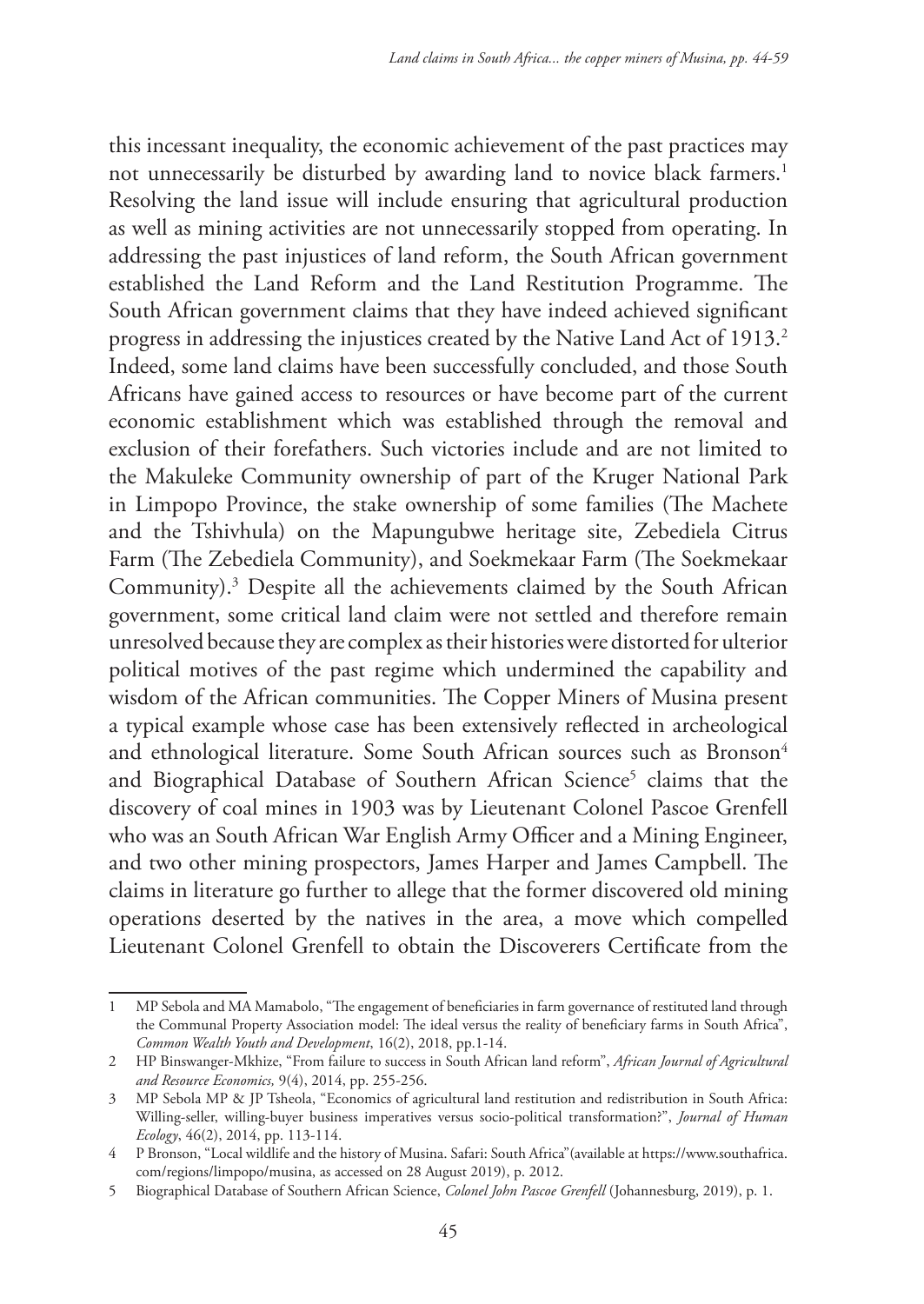this incessant inequality, the economic achievement of the past practices may not unnecessarily be disturbed by awarding land to novice black farmers.[1] Resolving the land issue will include ensuring that agricultural production as well as mining activities are not unnecessarily stopped from operating. In addressing the past injustices of land reform, the South African government established the Land Reform and the Land Restitution Programme. The South African government claims that they have indeed achieved significant progress in addressing the injustices created by the Native Land Act of 1913.[2] Indeed, some land claims have been successfully concluded, and those South Africans have gained access to resources or have become part of the current economic establishment which was established through the removal and exclusion of their forefathers. Such victories include and are not limited to the Makuleke Community ownership of part of the Kruger National Park in Limpopo Province, the stake ownership of some families (The Machete and the Tshivhula) on the Mapungubwe heritage site, Zebediela Citrus Farm (The Zebediela Community), and Soekmekaar Farm (The Soekmekaar Community).[3] Despite all the achievements claimed by the South African government, some critical land claim were not settled and therefore remain unresolved because they are complex as their histories were distorted for ulterior political motives of the past regime which undermined the capability and wisdom of the African communities. The Copper Miners of Musina present a typical example whose case has been extensively reflected in archeological and ethnological literature. Some South African sources such as Bronson[4] and Biographical Database of Southern African Science[5] claims that the discovery of coal mines in 1903 was by Lieutenant Colonel Pascoe Grenfell who was an South African War English Army Officer and a Mining Engineer, and two other mining prospectors, James Harper and James Campbell. The claims in literature go further to allege that the former discovered old mining operations deserted by the natives in the area, a move which compelled Lieutenant Colonel Grenfell to obtain the Discoverers Certificate from the

---

1 MP Sebola and MA Mamabolo, "The engagement of beneficiaries in farm governance of restituted land through the Communal Property Association model: The ideal versus the reality of beneficiary farms in South Africa", *Common Wealth Youth and Development*, 16(2), 2018, pp.1-14.

2 HP Binswanger-Mkhize, "From failure to success in South African land reform", *African Journal of Agricultural and Resource Economics,* 9(4), 2014, pp. 255-256.

3 MP Sebola MP & JP Tsheola, "Economics of agricultural land restitution and redistribution in South Africa: Willing-seller, willing-buyer business imperatives versus socio-political transformation?", *Journal of Human Ecology*, 46(2), 2014, pp. 113-114.

4 P Bronson, "Local wildlife and the history of Musina. Safari: South Africa"(available at https://www.southafrica.com/regions/limpopo/musina, as accessed on 28 August 2019), p. 2012.

5 Biographical Database of Southern African Science, *Colonel John Pascoe Grenfell* (Johannesburg, 2019), p. 1.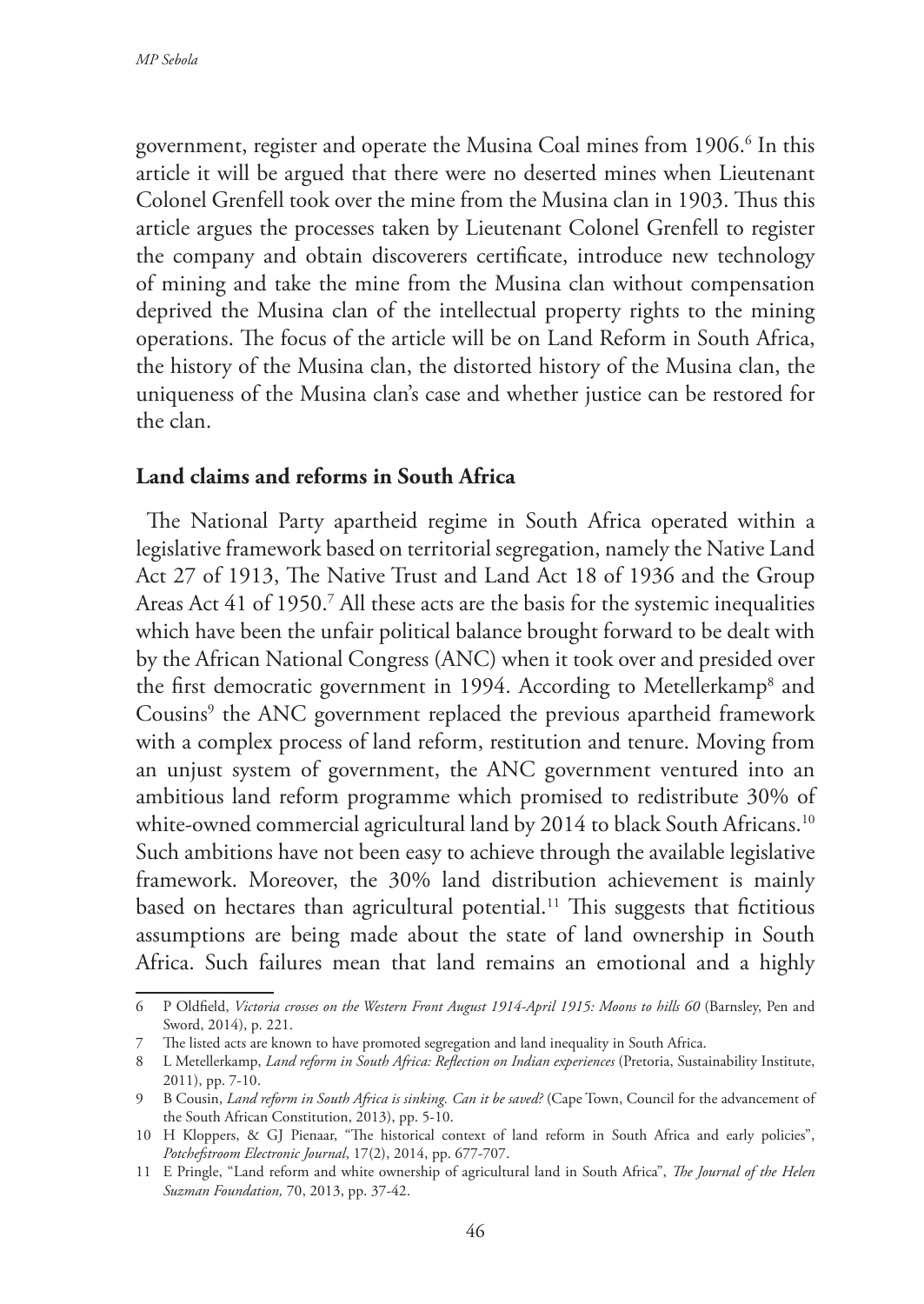government, register and operate the Musina Coal mines from 1906.[6] In this article it will be argued that there were no deserted mines when Lieutenant Colonel Grenfell took over the mine from the Musina clan in 1903. Thus this article argues the processes taken by Lieutenant Colonel Grenfell to register the company and obtain discoverers certificate, introduce new technology of mining and take the mine from the Musina clan without compensation deprived the Musina clan of the intellectual property rights to the mining operations. The focus of the article will be on Land Reform in South Africa, the history of the Musina clan, the distorted history of the Musina clan, the uniqueness of the Musina clan's case and whether justice can be restored for the clan.

## Land claims and reforms in South Africa

The National Party apartheid regime in South Africa operated within a legislative framework based on territorial segregation, namely the Native Land Act 27 of 1913, The Native Trust and Land Act 18 of 1936 and the Group Areas Act 41 of 1950.[7] All these acts are the basis for the systemic inequalities which have been the unfair political balance brought forward to be dealt with by the African National Congress (ANC) when it took over and presided over the first democratic government in 1994. According to Metellerkamp[8] and Cousins[9] the ANC government replaced the previous apartheid framework with a complex process of land reform, restitution and tenure. Moving from an unjust system of government, the ANC government ventured into an ambitious land reform programme which promised to redistribute 30% of white-owned commercial agricultural land by 2014 to black South Africans.[10] Such ambitions have not been easy to achieve through the available legislative framework. Moreover, the 30% land distribution achievement is mainly based on hectares than agricultural potential.[11] This suggests that fictitious assumptions are being made about the state of land ownership in South Africa. Such failures mean that land remains an emotional and a highly

---

6 P Oldfield, *Victoria crosses on the Western Front August 1914-April 1915: Moons to hills 60* (Barnsley, Pen and Sword, 2014), p. 221.

7 The listed acts are known to have promoted segregation and land inequality in South Africa.

8 L Metellerkamp, *Land reform in South Africa: Reflection on Indian experiences* (Pretoria, Sustainability Institute, 2011), pp. 7-10.

9 B Cousin, *Land reform in South Africa is sinking. Can it be saved?* (Cape Town, Council for the advancement of the South African Constitution, 2013), pp. 5-10.

10 H Kloppers, & GJ Pienaar, "The historical context of land reform in South Africa and early policies", *Potchefstroom Electronic Journal*, 17(2), 2014, pp. 677-707.

11 E Pringle, "Land reform and white ownership of agricultural land in South Africa", *The Journal of the Helen Suzman Foundation,* 70, 2013, pp. 37-42.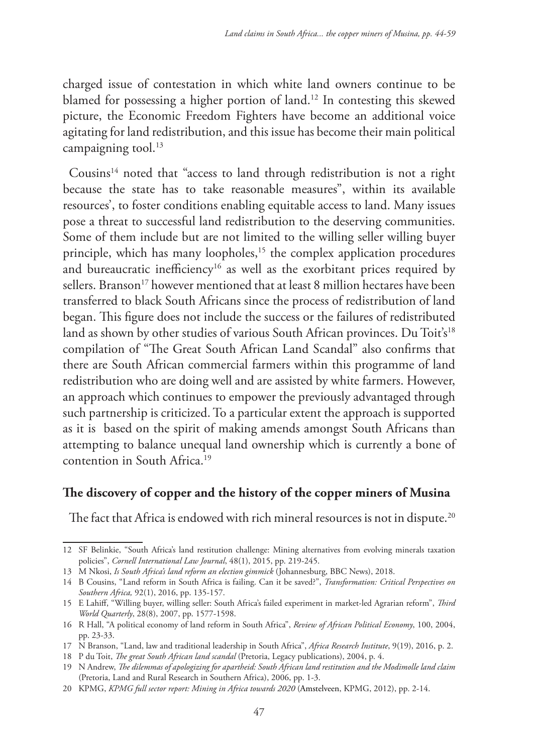charged issue of contestation in which white land owners continue to be blamed for possessing a higher portion of land.[12] In contesting this skewed picture, the Economic Freedom Fighters have become an additional voice agitating for land redistribution, and this issue has become their main political campaigning tool.[13]

Cousins[14] noted that "access to land through redistribution is not a right because the state has to take reasonable measures", within its available resources', to foster conditions enabling equitable access to land. Many issues pose a threat to successful land redistribution to the deserving communities. Some of them include but are not limited to the willing seller willing buyer principle, which has many loopholes,[15] the complex application procedures and bureaucratic inefficiency[16] as well as the exorbitant prices required by sellers. Branson[17] however mentioned that at least 8 million hectares have been transferred to black South Africans since the process of redistribution of land began. This figure does not include the success or the failures of redistributed land as shown by other studies of various South African provinces. Du Toit's[18] compilation of "The Great South African Land Scandal" also confirms that there are South African commercial farmers within this programme of land redistribution who are doing well and are assisted by white farmers. However, an approach which continues to empower the previously advantaged through such partnership is criticized. To a particular extent the approach is supported as it is based on the spirit of making amends amongst South Africans than attempting to balance unequal land ownership which is currently a bone of contention in South Africa.[19]

## The discovery of copper and the history of the copper miners of Musina

The fact that Africa is endowed with rich mineral resources is not in dispute.[20]

---

12 SF Belinkie, "South Africa's land restitution challenge: Mining alternatives from evolving minerals taxation policies", *Cornell International Law Journal*, 48(1), 2015, pp. 219-245.

13 M Nkosi, *Is South Africa's land reform an election gimmick* (Johannesburg, BBC News), 2018.

14 B Cousins, "Land reform in South Africa is failing. Can it be saved?", *Transformation: Critical Perspectives on Southern Africa,* 92(1), 2016, pp. 135-157.

15 E Lahiff, "Willing buyer, willing seller: South Africa's failed experiment in market-led Agrarian reform", *Third World Quarterly*, 28(8), 2007, pp. 1577-1598.

16 R Hall, "A political economy of land reform in South Africa", *Review of African Political Economy*, 100, 2004, pp. 23-33.

17 N Branson, "Land, law and traditional leadership in South Africa", *Africa Research Institute*, 9(19), 2016, p. 2.

18 P du Toit, *The great South African land scandal* (Pretoria, Legacy publications), 2004, p. 4.

19 N Andrew, *The dilemmas of apologizing for apartheid: South African land restitution and the Modimolle land claim* (Pretoria, Land and Rural Research in Southern Africa), 2006, pp. 1-3.

20 KPMG, *KPMG full sector report: Mining in Africa towards 2020* (Amstelveen, KPMG, 2012), pp. 2-14.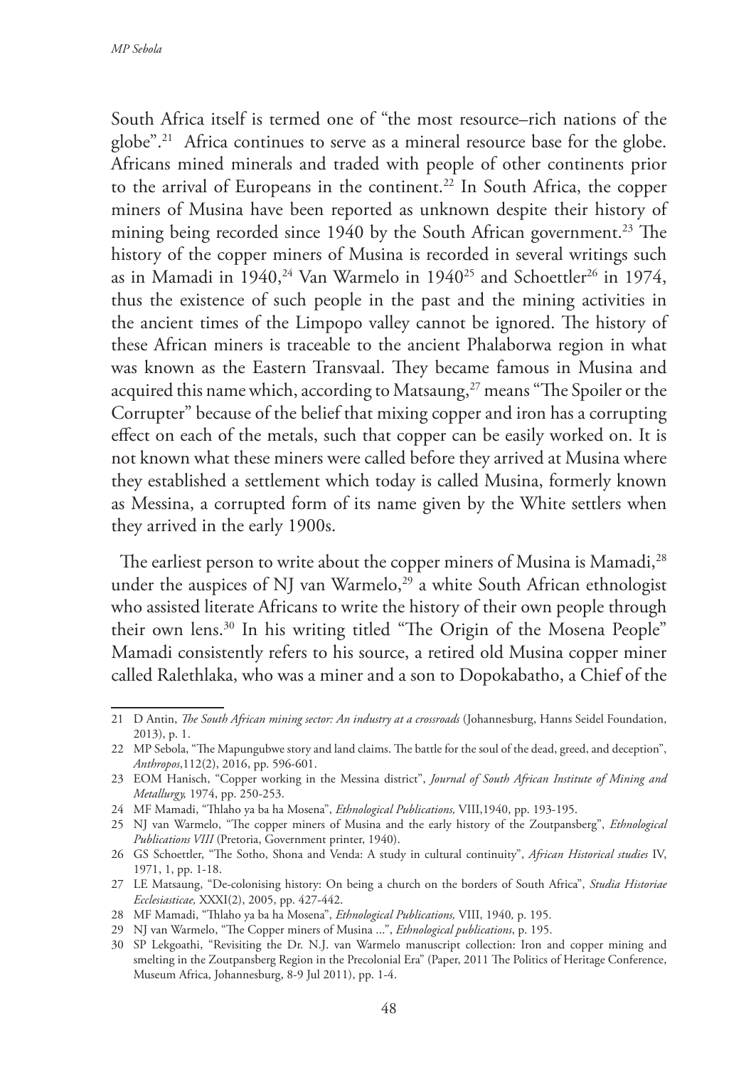South Africa itself is termed one of "the most resource–rich nations of the globe".[21] Africa continues to serve as a mineral resource base for the globe. Africans mined minerals and traded with people of other continents prior to the arrival of Europeans in the continent.[22] In South Africa, the copper miners of Musina have been reported as unknown despite their history of mining being recorded since 1940 by the South African government.[23] The history of the copper miners of Musina is recorded in several writings such as in Mamadi in 1940,[24] Van Warmelo in 1940[25] and Schoettler[26] in 1974, thus the existence of such people in the past and the mining activities in the ancient times of the Limpopo valley cannot be ignored. The history of these African miners is traceable to the ancient Phalaborwa region in what was known as the Eastern Transvaal. They became famous in Musina and acquired this name which, according to Matsaung,[27] means "The Spoiler or the Corrupter" because of the belief that mixing copper and iron has a corrupting effect on each of the metals, such that copper can be easily worked on. It is not known what these miners were called before they arrived at Musina where they established a settlement which today is called Musina, formerly known as Messina, a corrupted form of its name given by the White settlers when they arrived in the early 1900s.

The earliest person to write about the copper miners of Musina is Mamadi,[28] under the auspices of NJ van Warmelo,[29] a white South African ethnologist who assisted literate Africans to write the history of their own people through their own lens.[30] In his writing titled "The Origin of the Mosena People" Mamadi consistently refers to his source, a retired old Musina copper miner called Ralethlaka, who was a miner and a son to Dopokabatho, a Chief of the

---

21 D Antin, *The South African mining sector: An industry at a crossroads* (Johannesburg, Hanns Seidel Foundation, 2013), p. 1.

22 MP Sebola, "The Mapungubwe story and land claims. The battle for the soul of the dead, greed, and deception", *Anthropos*,112(2), 2016, pp. 596-601.

23 EOM Hanisch, "Copper working in the Messina district", *Journal of South African Institute of Mining and Metallurgy,* 1974, pp. 250-253.

24 MF Mamadi, "Thlaho ya ba ha Mosena", *Ethnological Publications,* VIII,1940, pp. 193-195.

25 NJ van Warmelo, "The copper miners of Musina and the early history of the Zoutpansberg", *Ethnological Publications VIII* (Pretoria, Government printer, 1940).

26 GS Schoettler, "The Sotho, Shona and Venda: A study in cultural continuity", *African Historical studies* IV, 1971, 1, pp. 1-18.

27 LE Matsaung, "De-colonising history: On being a church on the borders of South Africa", *Studia Historiae Ecclesiasticae,* XXXI(2), 2005, pp. 427-442.

28 MF Mamadi, "Thlaho ya ba ha Mosena", *Ethnological Publications,* VIII, 1940*,* p. 195.

29 NJ van Warmelo, "The Copper miners of Musina ...", *Ethnological publications*, p. 195.

30 SP Lekgoathi, "Revisiting the Dr. N.J. van Warmelo manuscript collection: Iron and copper mining and smelting in the Zoutpansberg Region in the Precolonial Era" (Paper, 2011 The Politics of Heritage Conference, Museum Africa, Johannesburg, 8-9 Jul 2011), pp. 1-4.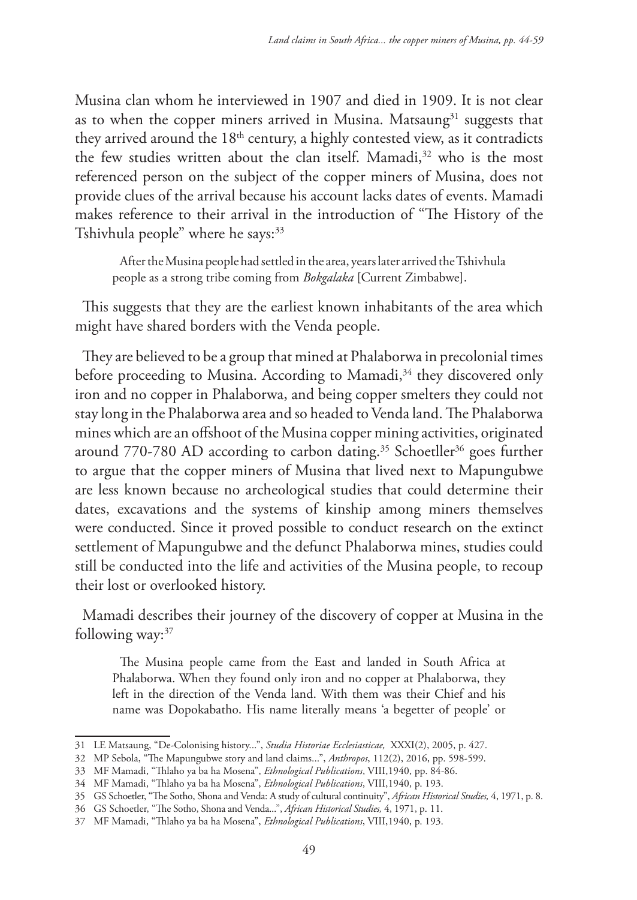Musina clan whom he interviewed in 1907 and died in 1909. It is not clear as to when the copper miners arrived in Musina. Matsaung[31] suggests that they arrived around the 18th century, a highly contested view, as it contradicts the few studies written about the clan itself. Mamadi,[32] who is the most referenced person on the subject of the copper miners of Musina, does not provide clues of the arrival because his account lacks dates of events. Mamadi makes reference to their arrival in the introduction of "The History of the Tshivhula people" where he says:[33]

> After the Musina people had settled in the area, years later arrived the Tshivhula people as a strong tribe coming from *Bokgalaka* [Current Zimbabwe].

This suggests that they are the earliest known inhabitants of the area which might have shared borders with the Venda people.

They are believed to be a group that mined at Phalaborwa in precolonial times before proceeding to Musina. According to Mamadi,[34] they discovered only iron and no copper in Phalaborwa, and being copper smelters they could not stay long in the Phalaborwa area and so headed to Venda land. The Phalaborwa mines which are an offshoot of the Musina copper mining activities, originated around 770-780 AD according to carbon dating.[35] Schoetller[36] goes further to argue that the copper miners of Musina that lived next to Mapungubwe are less known because no archeological studies that could determine their dates, excavations and the systems of kinship among miners themselves were conducted. Since it proved possible to conduct research on the extinct settlement of Mapungubwe and the defunct Phalaborwa mines, studies could still be conducted into the life and activities of the Musina people, to recoup their lost or overlooked history.

Mamadi describes their journey of the discovery of copper at Musina in the following way:[37]

> The Musina people came from the East and landed in South Africa at Phalaborwa. When they found only iron and no copper at Phalaborwa, they left in the direction of the Venda land. With them was their Chief and his name was Dopokabatho. His name literally means 'a begetter of people' or

---

31 LE Matsaung, "De-Colonising history...", *Studia Historiae Ecclesiasticae,* XXXI(2), 2005, p. 427.

32 MP Sebola, "The Mapungubwe story and land claims...", *Anthropos*, 112(2), 2016, pp. 598-599.

33 MF Mamadi, "Thlaho ya ba ha Mosena", *Ethnological Publications*, VIII,1940, pp. 84-86.

34 MF Mamadi, "Thlaho ya ba ha Mosena", *Ethnological Publications*, VIII,1940, p. 193.

35 GS Schoetler, "The Sotho, Shona and Venda: A study of cultural continuity", *African Historical Studies,* 4, 1971, p. 8.

36 GS Schoetler, "The Sotho, Shona and Venda...", *African Historical Studies,* 4, 1971, p. 11.

37 MF Mamadi, "Thlaho ya ba ha Mosena", *Ethnological Publications*, VIII,1940, p. 193.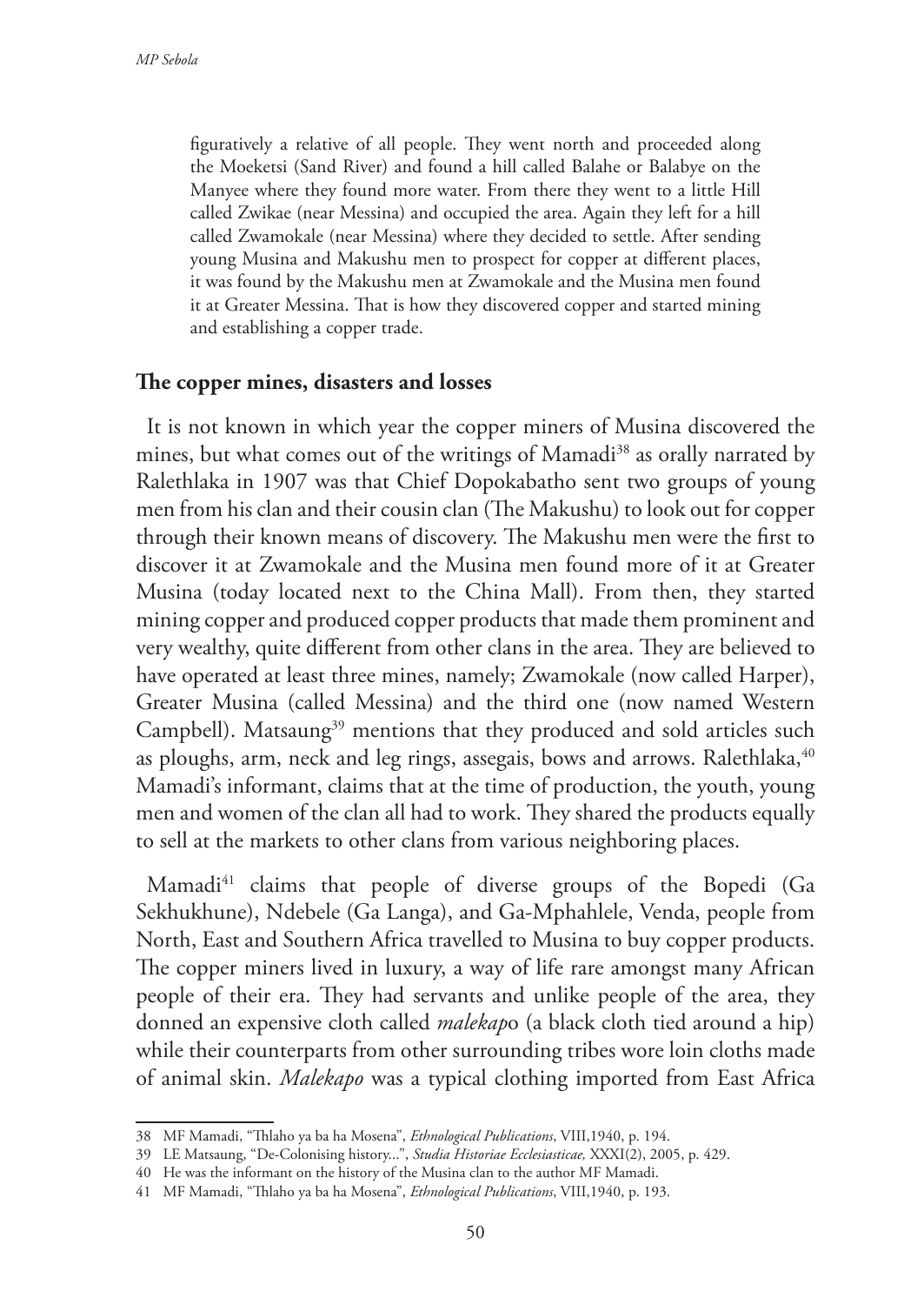figuratively a relative of all people. They went north and proceeded along the Moeketsi (Sand River) and found a hill called Balahe or Balabye on the Manyee where they found more water. From there they went to a little Hill called Zwikae (near Messina) and occupied the area. Again they left for a hill called Zwamokale (near Messina) where they decided to settle. After sending young Musina and Makushu men to prospect for copper at different places, it was found by the Makushu men at Zwamokale and the Musina men found it at Greater Messina. That is how they discovered copper and started mining and establishing a copper trade.

## The copper mines, disasters and losses

It is not known in which year the copper miners of Musina discovered the mines, but what comes out of the writings of Mamadi[38] as orally narrated by Ralethlaka in 1907 was that Chief Dopokabatho sent two groups of young men from his clan and their cousin clan (The Makushu) to look out for copper through their known means of discovery. The Makushu men were the first to discover it at Zwamokale and the Musina men found more of it at Greater Musina (today located next to the China Mall). From then, they started mining copper and produced copper products that made them prominent and very wealthy, quite different from other clans in the area. They are believed to have operated at least three mines, namely; Zwamokale (now called Harper), Greater Musina (called Messina) and the third one (now named Western Campbell). Matsaung[39] mentions that they produced and sold articles such as ploughs, arm, neck and leg rings, assegais, bows and arrows. Ralethlaka,[40] Mamadi's informant, claims that at the time of production, the youth, young men and women of the clan all had to work. They shared the products equally to sell at the markets to other clans from various neighboring places.

Mamadi[41] claims that people of diverse groups of the Bopedi (Ga Sekhukhune), Ndebele (Ga Langa), and Ga-Mphahlele, Venda, people from North, East and Southern Africa travelled to Musina to buy copper products. The copper miners lived in luxury, a way of life rare amongst many African people of their era. They had servants and unlike people of the area, they donned an expensive cloth called *malekap*o (a black cloth tied around a hip) while their counterparts from other surrounding tribes wore loin cloths made of animal skin. *Malekapo* was a typical clothing imported from East Africa

38 MF Mamadi, "Thlaho ya ba ha Mosena", *Ethnological Publications*, VIII,1940, p. 194.

39 LE Matsaung, "De-Colonising history...", *Studia Historiae Ecclesiasticae,* XXXI(2), 2005, p. 429.

40 He was the informant on the history of the Musina clan to the author MF Mamadi.

41 MF Mamadi, "Thlaho ya ba ha Mosena", *Ethnological Publications*, VIII,1940, p. 193.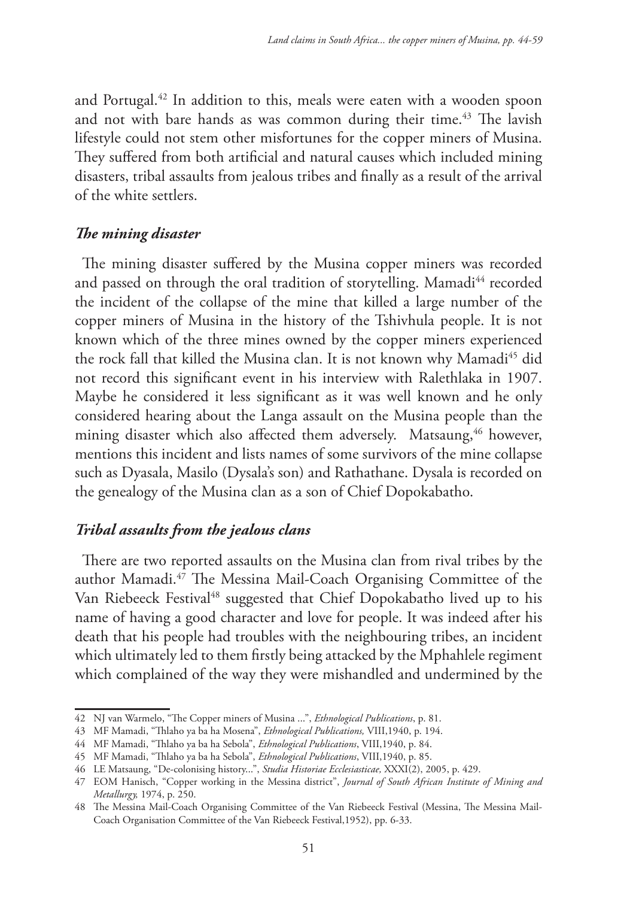and Portugal.[42] In addition to this, meals were eaten with a wooden spoon and not with bare hands as was common during their time.[43] The lavish lifestyle could not stem other misfortunes for the copper miners of Musina. They suffered from both artificial and natural causes which included mining disasters, tribal assaults from jealous tribes and finally as a result of the arrival of the white settlers.

### *The mining disaster*

The mining disaster suffered by the Musina copper miners was recorded and passed on through the oral tradition of storytelling. Mamadi[44] recorded the incident of the collapse of the mine that killed a large number of the copper miners of Musina in the history of the Tshivhula people. It is not known which of the three mines owned by the copper miners experienced the rock fall that killed the Musina clan. It is not known why Mamadi[45] did not record this significant event in his interview with Ralethlaka in 1907. Maybe he considered it less significant as it was well known and he only considered hearing about the Langa assault on the Musina people than the mining disaster which also affected them adversely. Matsaung,[46] however, mentions this incident and lists names of some survivors of the mine collapse such as Dyasala, Masilo (Dysala's son) and Rathathane. Dysala is recorded on the genealogy of the Musina clan as a son of Chief Dopokabatho.

### *Tribal assaults from the jealous clans*

There are two reported assaults on the Musina clan from rival tribes by the author Mamadi.[47] The Messina Mail-Coach Organising Committee of the Van Riebeeck Festival[48] suggested that Chief Dopokabatho lived up to his name of having a good character and love for people. It was indeed after his death that his people had troubles with the neighbouring tribes, an incident which ultimately led to them firstly being attacked by the Mphahlele regiment which complained of the way they were mishandled and undermined by the

---

42 NJ van Warmelo, "The Copper miners of Musina ...", *Ethnological Publications*, p. 81.

43 MF Mamadi, "Thlaho ya ba ha Mosena", *Ethnological Publications,* VIII,1940, p. 194.

44 MF Mamadi, "Thlaho ya ba ha Sebola", *Ethnological Publications*, VIII,1940, p. 84.

45 MF Mamadi, "Thlaho ya ba ha Sebola", *Ethnological Publications*, VIII,1940, p. 85.

46 LE Matsaung, "De-colonising history...", *Studia Historiae Ecclesiasticae,* XXXI(2), 2005, p. 429.

47 EOM Hanisch, "Copper working in the Messina district", *Journal of South African Institute of Mining and Metallurgy,* 1974, p. 250.

48 The Messina Mail-Coach Organising Committee of the Van Riebeeck Festival (Messina, The Messina Mail-Coach Organisation Committee of the Van Riebeeck Festival,1952), pp. 6-33.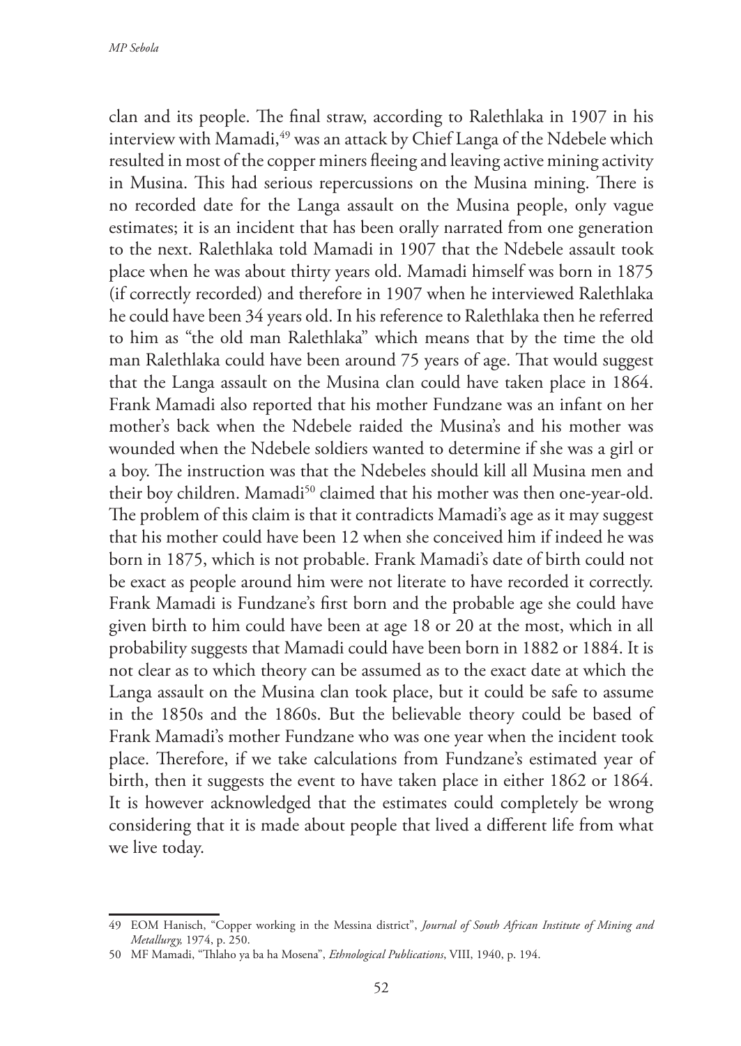clan and its people. The final straw, according to Ralethlaka in 1907 in his interview with Mamadi,[49] was an attack by Chief Langa of the Ndebele which resulted in most of the copper miners fleeing and leaving active mining activity in Musina. This had serious repercussions on the Musina mining. There is no recorded date for the Langa assault on the Musina people, only vague estimates; it is an incident that has been orally narrated from one generation to the next. Ralethlaka told Mamadi in 1907 that the Ndebele assault took place when he was about thirty years old. Mamadi himself was born in 1875 (if correctly recorded) and therefore in 1907 when he interviewed Ralethlaka he could have been 34 years old. In his reference to Ralethlaka then he referred to him as "the old man Ralethlaka" which means that by the time the old man Ralethlaka could have been around 75 years of age. That would suggest that the Langa assault on the Musina clan could have taken place in 1864. Frank Mamadi also reported that his mother Fundzane was an infant on her mother's back when the Ndebele raided the Musina's and his mother was wounded when the Ndebele soldiers wanted to determine if she was a girl or a boy. The instruction was that the Ndebeles should kill all Musina men and their boy children. Mamadi[50] claimed that his mother was then one-year-old. The problem of this claim is that it contradicts Mamadi's age as it may suggest that his mother could have been 12 when she conceived him if indeed he was born in 1875, which is not probable. Frank Mamadi's date of birth could not be exact as people around him were not literate to have recorded it correctly. Frank Mamadi is Fundzane's first born and the probable age she could have given birth to him could have been at age 18 or 20 at the most, which in all probability suggests that Mamadi could have been born in 1882 or 1884. It is not clear as to which theory can be assumed as to the exact date at which the Langa assault on the Musina clan took place, but it could be safe to assume in the 1850s and the 1860s. But the believable theory could be based of Frank Mamadi's mother Fundzane who was one year when the incident took place. Therefore, if we take calculations from Fundzane's estimated year of birth, then it suggests the event to have taken place in either 1862 or 1864. It is however acknowledged that the estimates could completely be wrong considering that it is made about people that lived a different life from what we live today.

---

49 EOM Hanisch, "Copper working in the Messina district", *Journal of South African Institute of Mining and Metallurgy,* 1974, p. 250.

50 MF Mamadi, "Thlaho ya ba ha Mosena", *Ethnological Publications*, VIII, 1940, p. 194.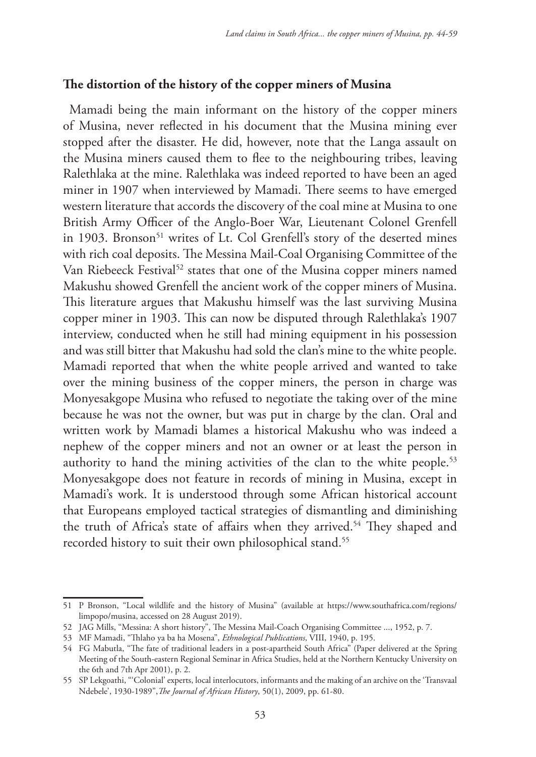## The distortion of the history of the copper miners of Musina

Mamadi being the main informant on the history of the copper miners of Musina, never reflected in his document that the Musina mining ever stopped after the disaster. He did, however, note that the Langa assault on the Musina miners caused them to flee to the neighbouring tribes, leaving Ralethlaka at the mine. Ralethlaka was indeed reported to have been an aged miner in 1907 when interviewed by Mamadi. There seems to have emerged western literature that accords the discovery of the coal mine at Musina to one British Army Officer of the Anglo-Boer War, Lieutenant Colonel Grenfell in 1903. Bronson[51] writes of Lt. Col Grenfell's story of the deserted mines with rich coal deposits. The Messina Mail-Coal Organising Committee of the Van Riebeeck Festival[52] states that one of the Musina copper miners named Makushu showed Grenfell the ancient work of the copper miners of Musina. This literature argues that Makushu himself was the last surviving Musina copper miner in 1903. This can now be disputed through Ralethlaka's 1907 interview, conducted when he still had mining equipment in his possession and was still bitter that Makushu had sold the clan's mine to the white people. Mamadi reported that when the white people arrived and wanted to take over the mining business of the copper miners, the person in charge was Monyesakgope Musina who refused to negotiate the taking over of the mine because he was not the owner, but was put in charge by the clan. Oral and written work by Mamadi blames a historical Makushu who was indeed a nephew of the copper miners and not an owner or at least the person in authority to hand the mining activities of the clan to the white people.[53] Monyesakgope does not feature in records of mining in Musina, except in Mamadi's work. It is understood through some African historical account that Europeans employed tactical strategies of dismantling and diminishing the truth of Africa's state of affairs when they arrived.[54] They shaped and recorded history to suit their own philosophical stand.[55]

---

51 P Bronson, "Local wildlife and the history of Musina" (available at https://www.southafrica.com/regions/limpopo/musina, accessed on 28 August 2019).

52 JAG Mills, "Messina: A short history", The Messina Mail-Coach Organising Committee ..., 1952, p. 7.

53 MF Mamadi, "Thlaho ya ba ha Mosena", *Ethnological Publications*, VIII, 1940, p. 195.

54 FG Mabutla, "The fate of traditional leaders in a post-apartheid South Africa" (Paper delivered at the Spring Meeting of the South-eastern Regional Seminar in Africa Studies, held at the Northern Kentucky University on the 6th and 7th Apr 2001), p. 2.

55 SP Lekgoathi, "'Colonial' experts, local interlocutors, informants and the making of an archive on the 'Transvaal Ndebele', 1930-1989", *The Journal of African History*, 50(1), 2009, pp. 61-80.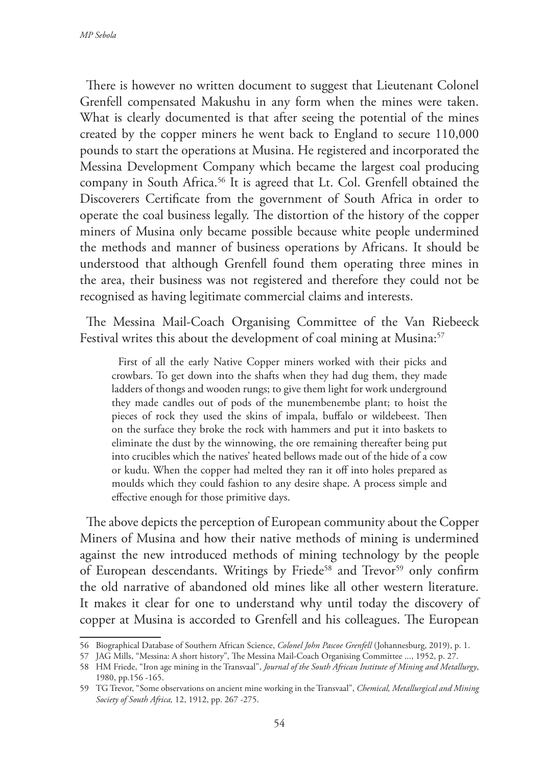There is however no written document to suggest that Lieutenant Colonel Grenfell compensated Makushu in any form when the mines were taken. What is clearly documented is that after seeing the potential of the mines created by the copper miners he went back to England to secure 110,000 pounds to start the operations at Musina. He registered and incorporated the Messina Development Company which became the largest coal producing company in South Africa.[56] It is agreed that Lt. Col. Grenfell obtained the Discoverers Certificate from the government of South Africa in order to operate the coal business legally. The distortion of the history of the copper miners of Musina only became possible because white people undermined the methods and manner of business operations by Africans. It should be understood that although Grenfell found them operating three mines in the area, their business was not registered and therefore they could not be recognised as having legitimate commercial claims and interests.

The Messina Mail-Coach Organising Committee of the Van Riebeeck Festival writes this about the development of coal mining at Musina:[57]

> First of all the early Native Copper miners worked with their picks and crowbars. To get down into the shafts when they had dug them, they made ladders of thongs and wooden rungs; to give them light for work underground they made candles out of pods of the munembenembe plant; to hoist the pieces of rock they used the skins of impala, buffalo or wildebeest. Then on the surface they broke the rock with hammers and put it into baskets to eliminate the dust by the winnowing, the ore remaining thereafter being put into crucibles which the natives' heated bellows made out of the hide of a cow or kudu. When the copper had melted they ran it off into holes prepared as moulds which they could fashion to any desire shape. A process simple and effective enough for those primitive days.

The above depicts the perception of European community about the Copper Miners of Musina and how their native methods of mining is undermined against the new introduced methods of mining technology by the people of European descendants. Writings by Friede[58] and Trevor[59] only confirm the old narrative of abandoned old mines like all other western literature. It makes it clear for one to understand why until today the discovery of copper at Musina is accorded to Grenfell and his colleagues. The European

---

56 Biographical Database of Southern African Science, *Colonel John Pascoe Grenfell* (Johannesburg, 2019), p. 1.

57 JAG Mills, "Messina: A short history", The Messina Mail-Coach Organising Committee ..., 1952, p. 27.

58 HM Friede, "Iron age mining in the Transvaal", *Journal of the South African Institute of Mining and Metallurgy*, 1980, pp.156 -165.

59 TG Trevor, "Some observations on ancient mine working in the Transvaal", *Chemical, Metallurgical and Mining Society of South Africa,* 12, 1912, pp. 267 -275.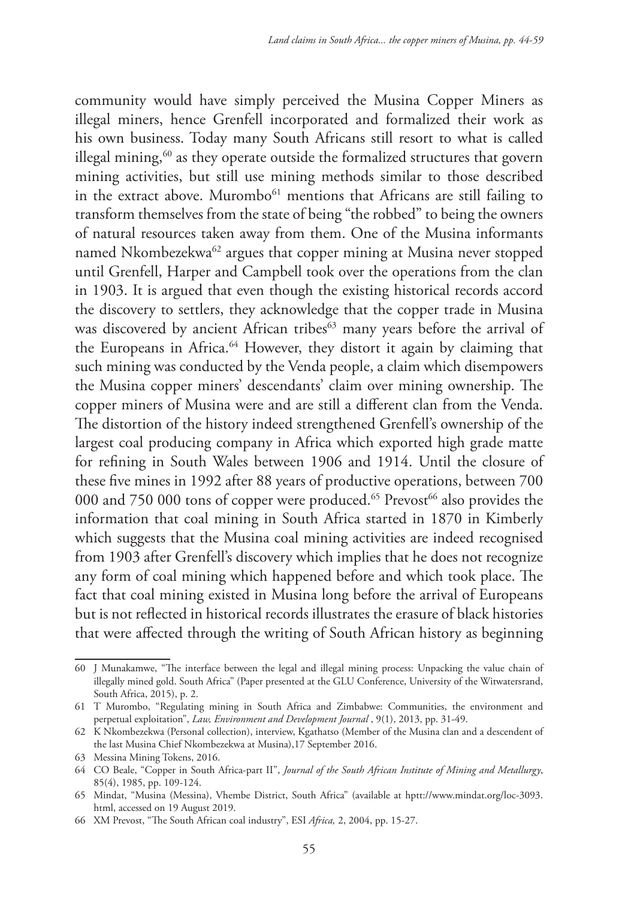community would have simply perceived the Musina Copper Miners as illegal miners, hence Grenfell incorporated and formalized their work as his own business. Today many South Africans still resort to what is called illegal mining,[60] as they operate outside the formalized structures that govern mining activities, but still use mining methods similar to those described in the extract above. Murombo[61] mentions that Africans are still failing to transform themselves from the state of being "the robbed" to being the owners of natural resources taken away from them. One of the Musina informants named Nkombezekwa[62] argues that copper mining at Musina never stopped until Grenfell, Harper and Campbell took over the operations from the clan in 1903. It is argued that even though the existing historical records accord the discovery to settlers, they acknowledge that the copper trade in Musina was discovered by ancient African tribes[63] many years before the arrival of the Europeans in Africa.[64] However, they distort it again by claiming that such mining was conducted by the Venda people, a claim which disempowers the Musina copper miners' descendants' claim over mining ownership. The copper miners of Musina were and are still a different clan from the Venda. The distortion of the history indeed strengthened Grenfell's ownership of the largest coal producing company in Africa which exported high grade matte for refining in South Wales between 1906 and 1914. Until the closure of these five mines in 1992 after 88 years of productive operations, between 700 000 and 750 000 tons of copper were produced.[65] Prevost[66] also provides the information that coal mining in South Africa started in 1870 in Kimberly which suggests that the Musina coal mining activities are indeed recognised from 1903 after Grenfell's discovery which implies that he does not recognize any form of coal mining which happened before and which took place. The fact that coal mining existed in Musina long before the arrival of Europeans but is not reflected in historical records illustrates the erasure of black histories that were affected through the writing of South African history as beginning

---

60 J Munakamwe, "The interface between the legal and illegal mining process: Unpacking the value chain of illegally mined gold. South Africa" (Paper presented at the GLU Conference, University of the Witwatersrand, South Africa, 2015), p. 2.

61 T Murombo, "Regulating mining in South Africa and Zimbabwe: Communities, the environment and perpetual exploitation", *Law, Environment and Development Journal* , 9(1), 2013, pp. 31-49.

62 K Nkombezekwa (Personal collection), interview, Kgathatso (Member of the Musina clan and a descendent of the last Musina Chief Nkombezekwa at Musina),17 September 2016.

63 Messina Mining Tokens, 2016.

64 CO Beale, "Copper in South Africa-part II", *Journal of the South African Institute of Mining and Metallurgy*, 85(4), 1985, pp. 109-124.

65 Mindat, "Musina (Messina), Vhembe District, South Africa" (available at hptt://www.mindat.org/loc-3093.html, accessed on 19 August 2019.

66 XM Prevost, "The South African coal industry", ESI *Africa,* 2, 2004, pp. 15-27.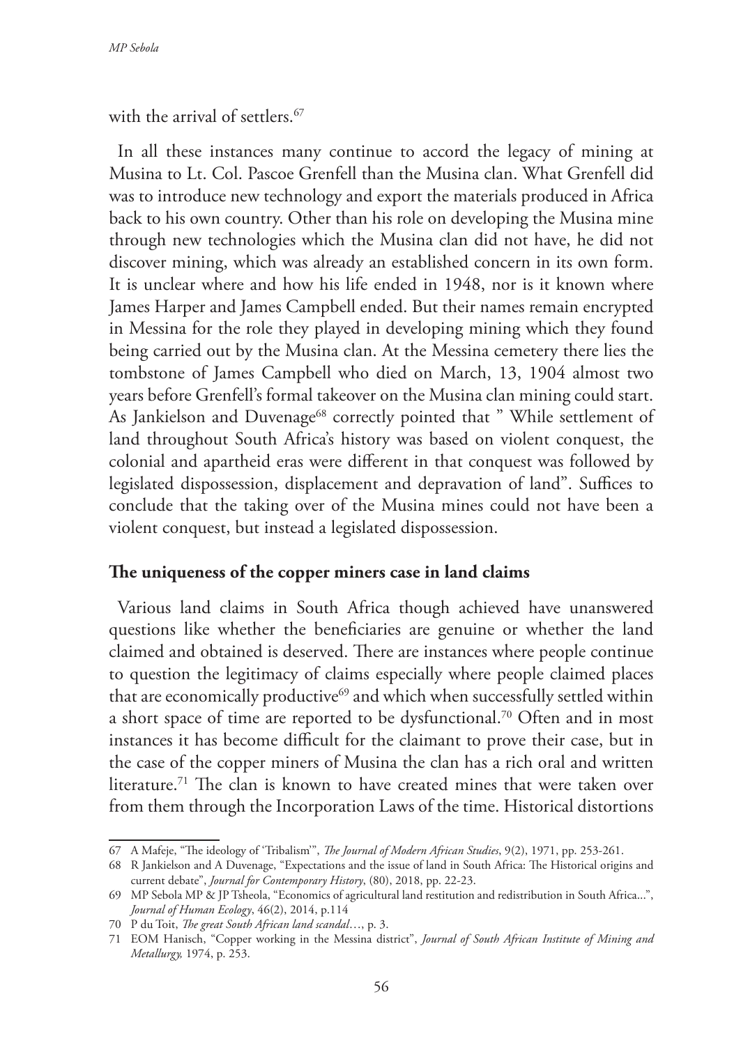with the arrival of settlers.[67]

In all these instances many continue to accord the legacy of mining at Musina to Lt. Col. Pascoe Grenfell than the Musina clan. What Grenfell did was to introduce new technology and export the materials produced in Africa back to his own country. Other than his role on developing the Musina mine through new technologies which the Musina clan did not have, he did not discover mining, which was already an established concern in its own form. It is unclear where and how his life ended in 1948, nor is it known where James Harper and James Campbell ended. But their names remain encrypted in Messina for the role they played in developing mining which they found being carried out by the Musina clan. At the Messina cemetery there lies the tombstone of James Campbell who died on March, 13, 1904 almost two years before Grenfell's formal takeover on the Musina clan mining could start. As Jankielson and Duvenage[68] correctly pointed that " While settlement of land throughout South Africa's history was based on violent conquest, the colonial and apartheid eras were different in that conquest was followed by legislated dispossession, displacement and depravation of land". Suffices to conclude that the taking over of the Musina mines could not have been a violent conquest, but instead a legislated dispossession.

## The uniqueness of the copper miners case in land claims

Various land claims in South Africa though achieved have unanswered questions like whether the beneficiaries are genuine or whether the land claimed and obtained is deserved. There are instances where people continue to question the legitimacy of claims especially where people claimed places that are economically productive[69] and which when successfully settled within a short space of time are reported to be dysfunctional.[70] Often and in most instances it has become difficult for the claimant to prove their case, but in the case of the copper miners of Musina the clan has a rich oral and written literature.[71] The clan is known to have created mines that were taken over from them through the Incorporation Laws of the time. Historical distortions

---

67 A Mafeje, "The ideology of 'Tribalism'", *The Journal of Modern African Studies*, 9(2), 1971, pp. 253-261.

68 R Jankielson and A Duvenage, "Expectations and the issue of land in South Africa: The Historical origins and current debate", *Journal for Contemporary History*, (80), 2018, pp. 22-23.

69 MP Sebola MP & JP Tsheola, "Economics of agricultural land restitution and redistribution in South Africa...", *Journal of Human Ecology*, 46(2), 2014, p.114

70 P du Toit, *The great South African land scandal*…, p. 3.

71 EOM Hanisch, "Copper working in the Messina district", *Journal of South African Institute of Mining and Metallurgy,* 1974, p. 253.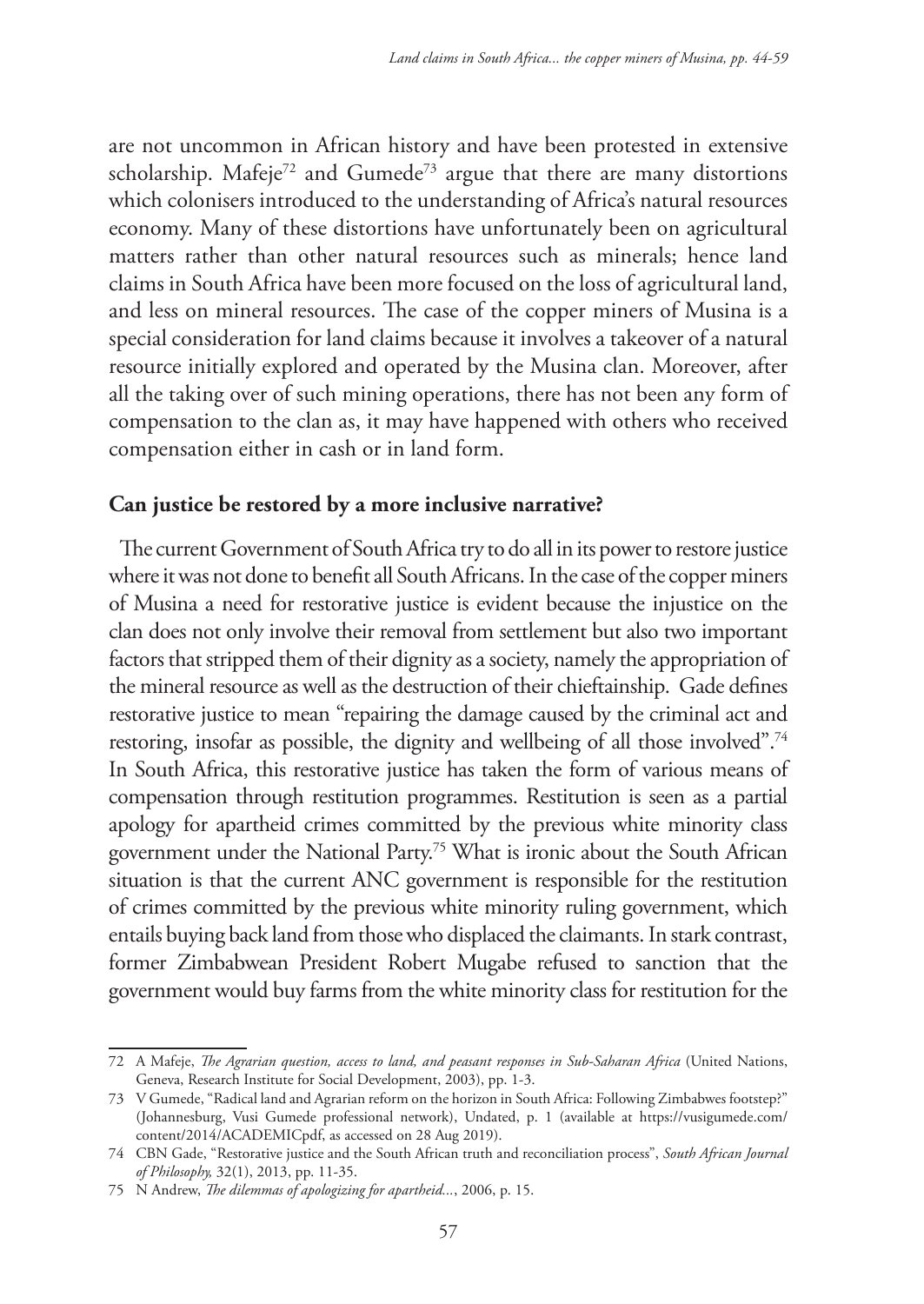are not uncommon in African history and have been protested in extensive scholarship. Mafeje[72] and Gumede[73] argue that there are many distortions which colonisers introduced to the understanding of Africa's natural resources economy. Many of these distortions have unfortunately been on agricultural matters rather than other natural resources such as minerals; hence land claims in South Africa have been more focused on the loss of agricultural land, and less on mineral resources. The case of the copper miners of Musina is a special consideration for land claims because it involves a takeover of a natural resource initially explored and operated by the Musina clan. Moreover, after all the taking over of such mining operations, there has not been any form of compensation to the clan as, it may have happened with others who received compensation either in cash or in land form.

## Can justice be restored by a more inclusive narrative?

The current Government of South Africa try to do all in its power to restore justice where it was not done to benefit all South Africans. In the case of the copper miners of Musina a need for restorative justice is evident because the injustice on the clan does not only involve their removal from settlement but also two important factors that stripped them of their dignity as a society, namely the appropriation of the mineral resource as well as the destruction of their chieftainship. Gade defines restorative justice to mean "repairing the damage caused by the criminal act and restoring, insofar as possible, the dignity and wellbeing of all those involved".[74] In South Africa, this restorative justice has taken the form of various means of compensation through restitution programmes. Restitution is seen as a partial apology for apartheid crimes committed by the previous white minority class government under the National Party.[75] What is ironic about the South African situation is that the current ANC government is responsible for the restitution of crimes committed by the previous white minority ruling government, which entails buying back land from those who displaced the claimants. In stark contrast, former Zimbabwean President Robert Mugabe refused to sanction that the government would buy farms from the white minority class for restitution for the

---

72 A Mafeje, *The Agrarian question, access to land, and peasant responses in Sub-Saharan Africa* (United Nations, Geneva, Research Institute for Social Development, 2003), pp. 1-3.

73 V Gumede, "Radical land and Agrarian reform on the horizon in South Africa: Following Zimbabwes footstep?" (Johannesburg, Vusi Gumede professional network), Undated, p. 1 (available at https://vusigumede.com/content/2014/ACADEMICpdf, as accessed on 28 Aug 2019).

74 CBN Gade, "Restorative justice and the South African truth and reconciliation process", *South African Journal of Philosophy,* 32(1), 2013, pp. 11-35.

75 N Andrew, *The dilemmas of apologizing for apartheid...*, 2006, p. 15.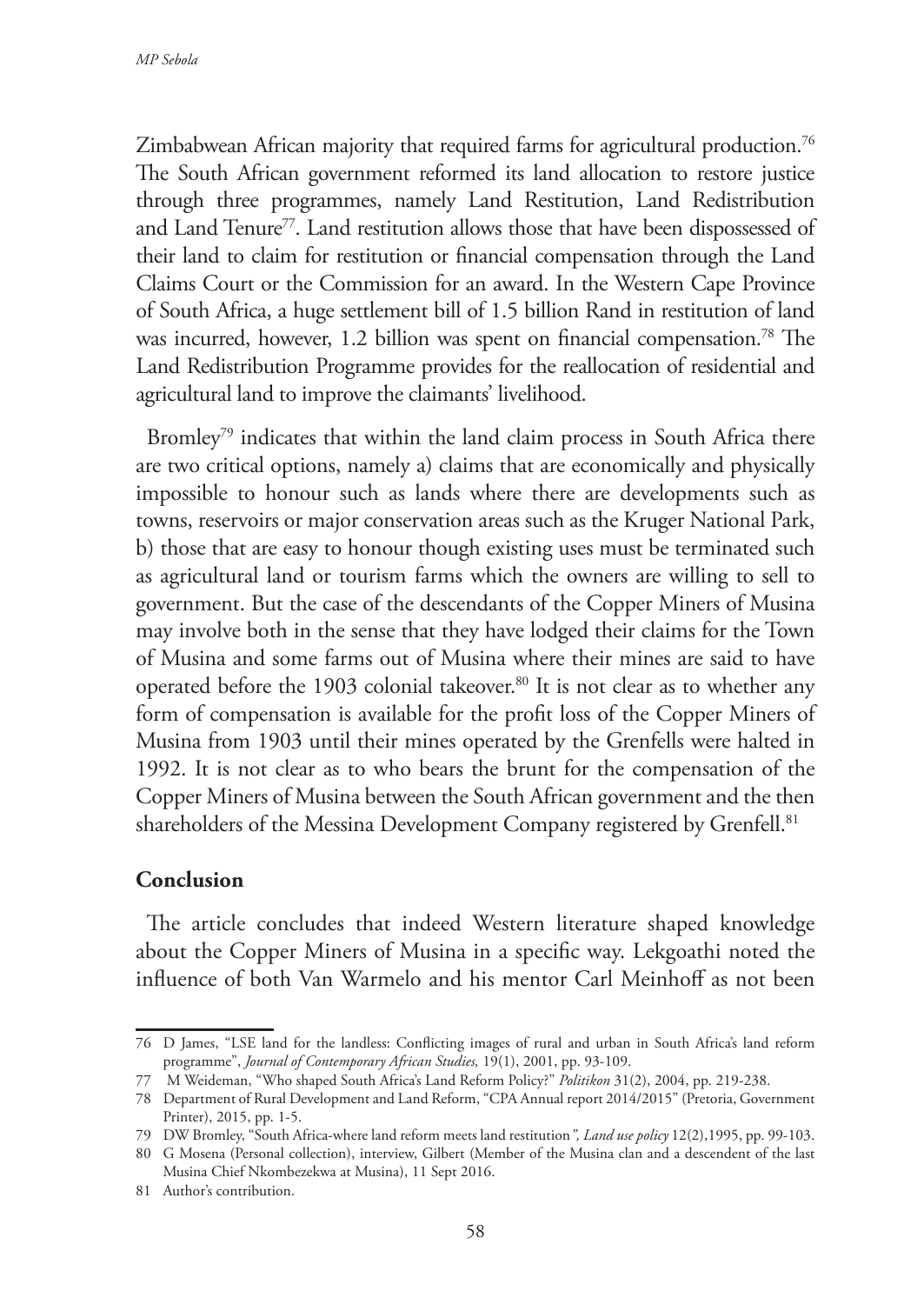Zimbabwean African majority that required farms for agricultural production.[76] The South African government reformed its land allocation to restore justice through three programmes, namely Land Restitution, Land Redistribution and Land Tenure[77]. Land restitution allows those that have been dispossessed of their land to claim for restitution or financial compensation through the Land Claims Court or the Commission for an award. In the Western Cape Province of South Africa, a huge settlement bill of 1.5 billion Rand in restitution of land was incurred, however, 1.2 billion was spent on financial compensation.[78] The Land Redistribution Programme provides for the reallocation of residential and agricultural land to improve the claimants' livelihood.

Bromley[79] indicates that within the land claim process in South Africa there are two critical options, namely a) claims that are economically and physically impossible to honour such as lands where there are developments such as towns, reservoirs or major conservation areas such as the Kruger National Park, b) those that are easy to honour though existing uses must be terminated such as agricultural land or tourism farms which the owners are willing to sell to government. But the case of the descendants of the Copper Miners of Musina may involve both in the sense that they have lodged their claims for the Town of Musina and some farms out of Musina where their mines are said to have operated before the 1903 colonial takeover.[80] It is not clear as to whether any form of compensation is available for the profit loss of the Copper Miners of Musina from 1903 until their mines operated by the Grenfells were halted in 1992. It is not clear as to who bears the brunt for the compensation of the Copper Miners of Musina between the South African government and the then shareholders of the Messina Development Company registered by Grenfell.[81]

## Conclusion

The article concludes that indeed Western literature shaped knowledge about the Copper Miners of Musina in a specific way. Lekgoathi noted the influence of both Van Warmelo and his mentor Carl Meinhoff as not been

---

76 D James, "LSE land for the landless: Conflicting images of rural and urban in South Africa's land reform programme", *Journal of Contemporary African Studies,* 19(1), 2001, pp. 93-109.

77 M Weideman, "Who shaped South Africa's Land Reform Policy?" *Politikon* 31(2), 2004, pp. 219-238.

78 Department of Rural Development and Land Reform, "CPA Annual report 2014/2015" (Pretoria, Government Printer), 2015, pp. 1-5.

79 DW Bromley, "South Africa-where land reform meets land restitution*", Land use policy* 12(2),1995, pp. 99-103.

80 G Mosena (Personal collection), interview, Gilbert (Member of the Musina clan and a descendent of the last Musina Chief Nkombezekwa at Musina), 11 Sept 2016.

81 Author's contribution.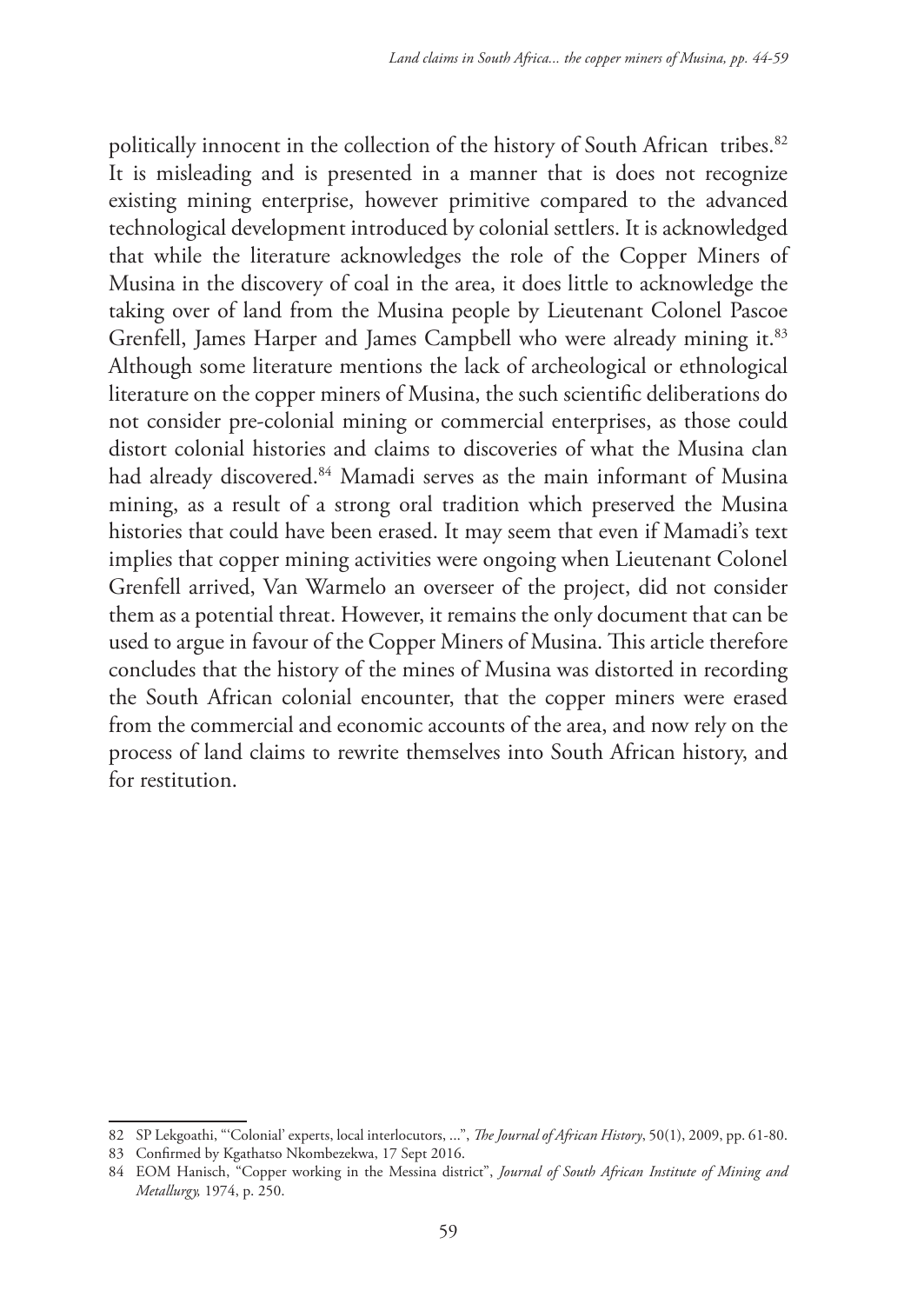politically innocent in the collection of the history of South African tribes.[82] It is misleading and is presented in a manner that is does not recognize existing mining enterprise, however primitive compared to the advanced technological development introduced by colonial settlers. It is acknowledged that while the literature acknowledges the role of the Copper Miners of Musina in the discovery of coal in the area, it does little to acknowledge the taking over of land from the Musina people by Lieutenant Colonel Pascoe Grenfell, James Harper and James Campbell who were already mining it.[83] Although some literature mentions the lack of archeological or ethnological literature on the copper miners of Musina, the such scientific deliberations do not consider pre-colonial mining or commercial enterprises, as those could distort colonial histories and claims to discoveries of what the Musina clan had already discovered.[84] Mamadi serves as the main informant of Musina mining, as a result of a strong oral tradition which preserved the Musina histories that could have been erased. It may seem that even if Mamadi's text implies that copper mining activities were ongoing when Lieutenant Colonel Grenfell arrived, Van Warmelo an overseer of the project, did not consider them as a potential threat. However, it remains the only document that can be used to argue in favour of the Copper Miners of Musina. This article therefore concludes that the history of the mines of Musina was distorted in recording the South African colonial encounter, that the copper miners were erased from the commercial and economic accounts of the area, and now rely on the process of land claims to rewrite themselves into South African history, and for restitution.

---

82 SP Lekgoathi, "'Colonial' experts, local interlocutors, ...", *The Journal of African History*, 50(1), 2009, pp. 61-80.

83 Confirmed by Kgathatso Nkombezekwa, 17 Sept 2016.

84 EOM Hanisch, "Copper working in the Messina district", *Journal of South African Institute of Mining and Metallurgy,* 1974, p. 250.